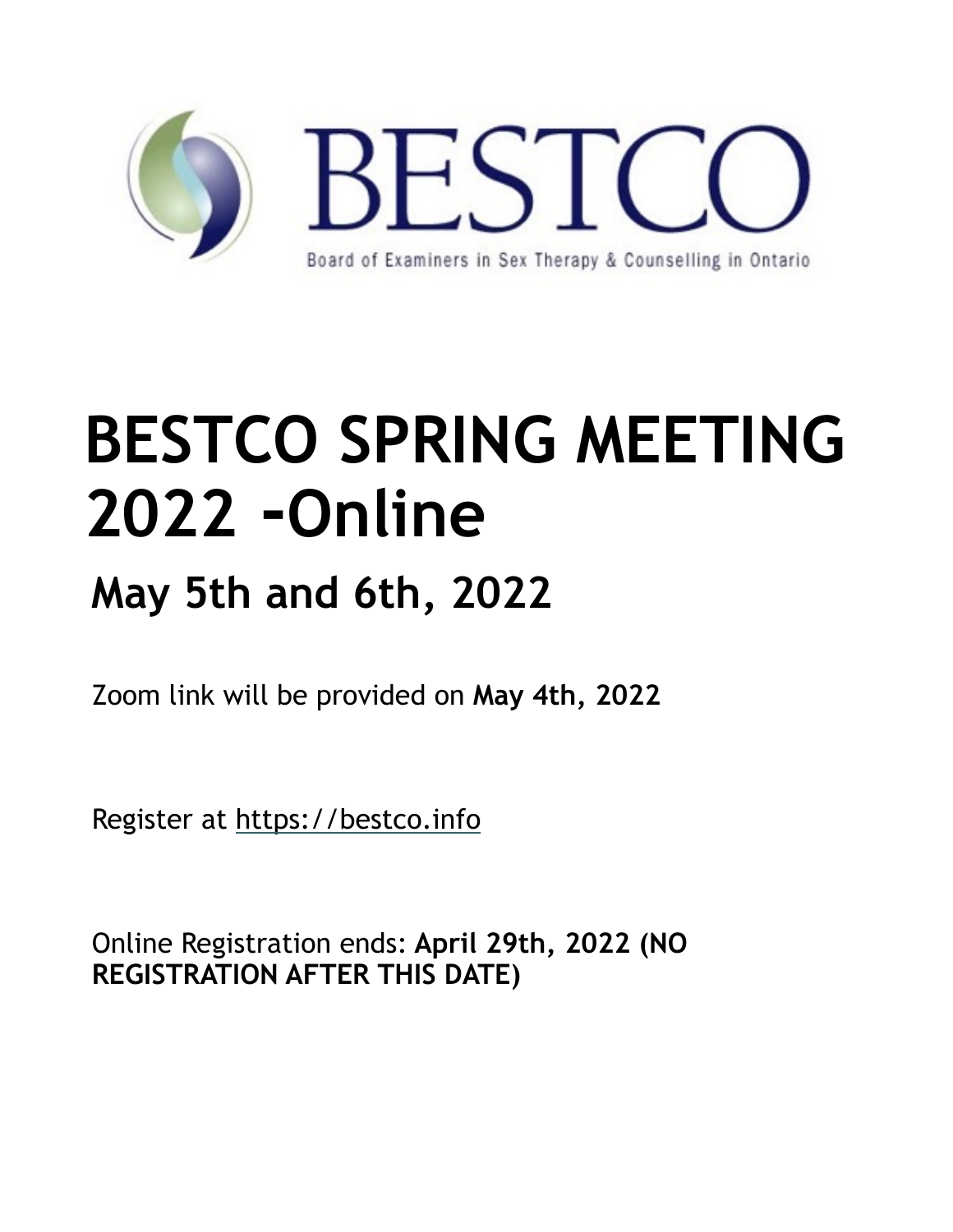BESTCO

Board of Examiners in Sex Therapy & Counselling in Ontario

# BESTCO SPRING MEETING 2022 –Online

## May 5th and 6th, 2022

Zoom link will be provided on **May 4th, 2022**

Register at https://bestco.info

Online Registration ends: **April 29th, 2022 (NO REGISTRATION AFTER THIS DATE)**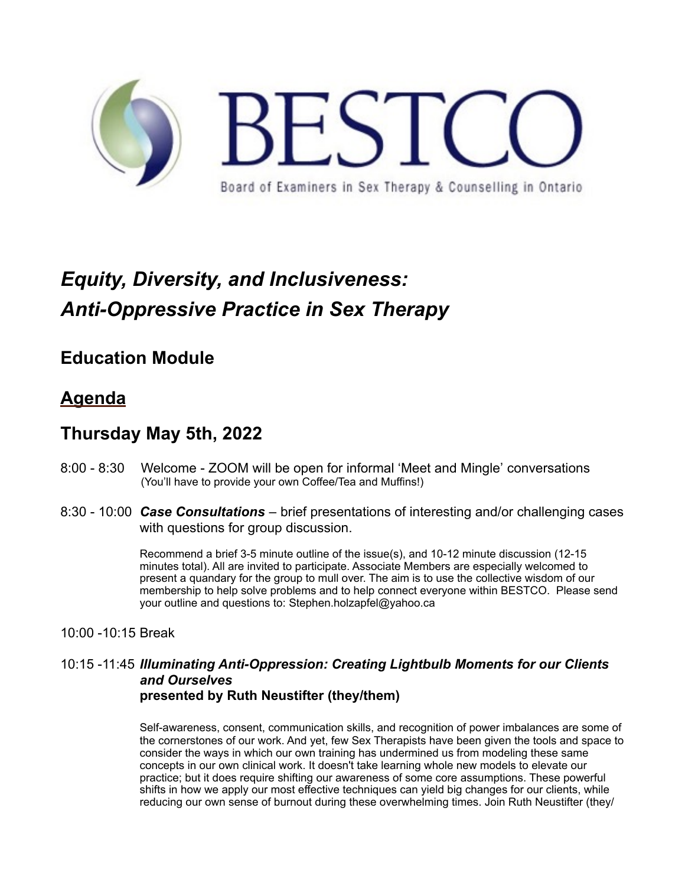BESTCO

Board of Examiners in Sex Therapy & Counselling in Ontario

# *Equity, Diversity, and Inclusiveness: Anti-Oppressive Practice in Sex Therapy*

## Education Module

## Agenda

## Thursday May 5th, 2022

8:00 - 8:30 Welcome - ZOOM will be open for informal 'Meet and Mingle' conversations
(You'll have to provide your own Coffee/Tea and Muffins!)

8:30 - 10:00 ***Case Consultations*** – brief presentations of interesting and/or challenging cases with questions for group discussion.

Recommend a brief 3-5 minute outline of the issue(s), and 10-12 minute discussion (12-15 minutes total). All are invited to participate. Associate Members are especially welcomed to present a quandary for the group to mull over. The aim is to use the collective wisdom of our membership to help solve problems and to help connect everyone within BESTCO. Please send your outline and questions to: Stephen.holzapfel@yahoo.ca

10:00 -10:15 Break

10:15 -11:45 ***Illuminating Anti-Oppression: Creating Lightbulb Moments for our Clients and Ourselves***
**presented by Ruth Neustifter (they/them)**

Self-awareness, consent, communication skills, and recognition of power imbalances are some of the cornerstones of our work. And yet, few Sex Therapists have been given the tools and space to consider the ways in which our own training has undermined us from modeling these same concepts in our own clinical work. It doesn't take learning whole new models to elevate our practice; but it does require shifting our awareness of some core assumptions. These powerful shifts in how we apply our most effective techniques can yield big changes for our clients, while reducing our own sense of burnout during these overwhelming times. Join Ruth Neustifter (they/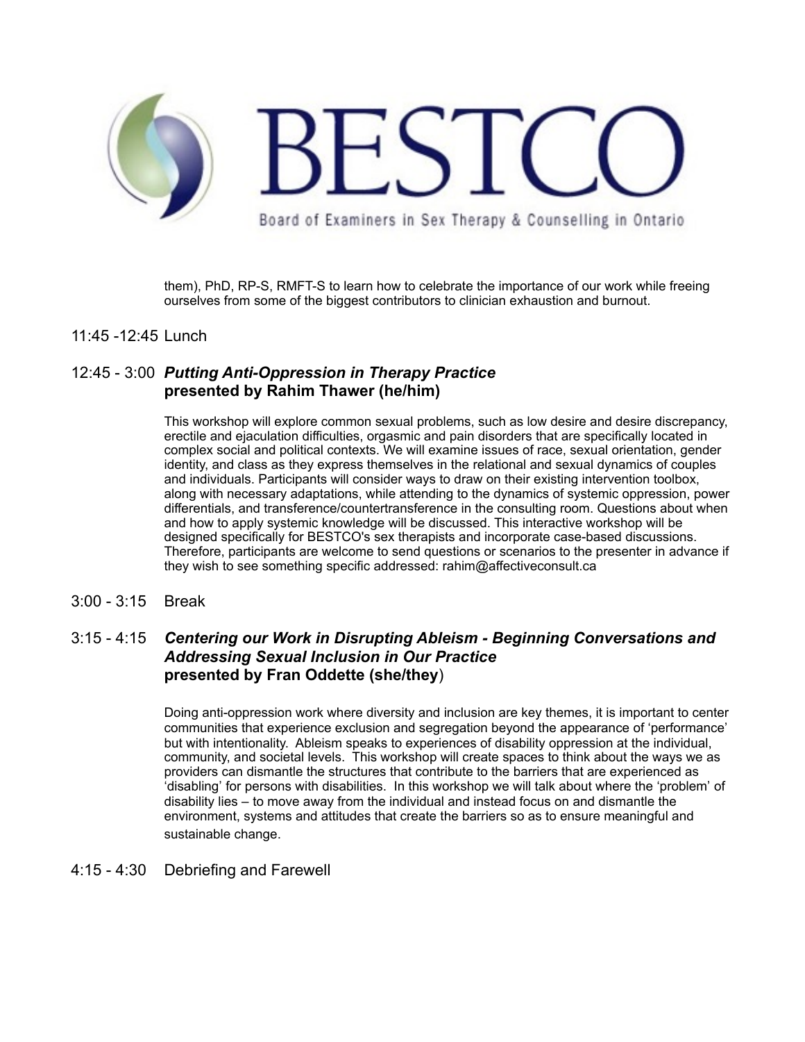BESTCO

Board of Examiners in Sex Therapy & Counselling in Ontario

them), PhD, RP-S, RMFT-S to learn how to celebrate the importance of our work while freeing ourselves from some of the biggest contributors to clinician exhaustion and burnout.

11:45 -12:45 Lunch

12:45 - 3:00 ***Putting Anti-Oppression in Therapy Practice*** **presented by Rahim Thawer (he/him)**

This workshop will explore common sexual problems, such as low desire and desire discrepancy, erectile and ejaculation difficulties, orgasmic and pain disorders that are specifically located in complex social and political contexts. We will examine issues of race, sexual orientation, gender identity, and class as they express themselves in the relational and sexual dynamics of couples and individuals. Participants will consider ways to draw on their existing intervention toolbox, along with necessary adaptations, while attending to the dynamics of systemic oppression, power differentials, and transference/countertransference in the consulting room. Questions about when and how to apply systemic knowledge will be discussed. This interactive workshop will be designed specifically for BESTCO's sex therapists and incorporate case-based discussions. Therefore, participants are welcome to send questions or scenarios to the presenter in advance if they wish to see something specific addressed: rahim@affectiveconsult.ca

3:00 - 3:15 Break

3:15 - 4:15 ***Centering our Work in Disrupting Ableism - Beginning Conversations and Addressing Sexual Inclusion in Our Practice*** **presented by Fran Oddette (she/they)**

Doing anti-oppression work where diversity and inclusion are key themes, it is important to center communities that experience exclusion and segregation beyond the appearance of 'performance' but with intentionality. Ableism speaks to experiences of disability oppression at the individual, community, and societal levels. This workshop will create spaces to think about the ways we as providers can dismantle the structures that contribute to the barriers that are experienced as 'disabling' for persons with disabilities. In this workshop we will talk about where the 'problem' of disability lies – to move away from the individual and instead focus on and dismantle the environment, systems and attitudes that create the barriers so as to ensure meaningful and sustainable change.

4:15 - 4:30 Debriefing and Farewell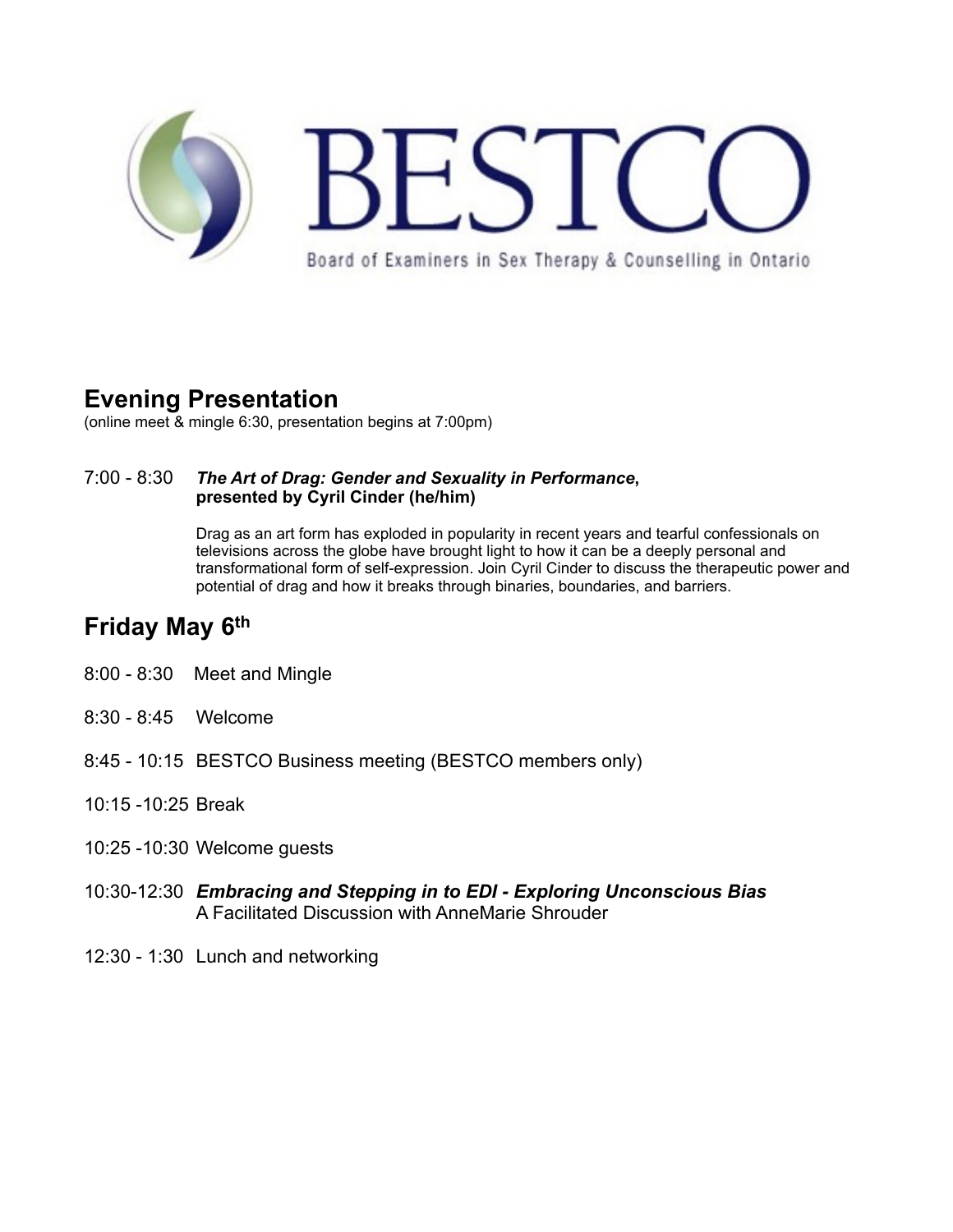# BESTCO

Board of Examiners in Sex Therapy & Counselling in Ontario

## Evening Presentation

(online meet & mingle 6:30, presentation begins at 7:00pm)

7:00 - 8:30 ***The Art of Drag: Gender and Sexuality in Performance*, presented by Cyril Cinder (he/him)**

Drag as an art form has exploded in popularity in recent years and tearful confessionals on televisions across the globe have brought light to how it can be a deeply personal and transformational form of self-expression. Join Cyril Cinder to discuss the therapeutic power and potential of drag and how it breaks through binaries, boundaries, and barriers.

## Friday May 6th

8:00 - 8:30 Meet and Mingle

8:30 - 8:45 Welcome

8:45 - 10:15 BESTCO Business meeting (BESTCO members only)

10:15 -10:25 Break

10:25 -10:30 Welcome guests

10:30-12:30 ***Embracing and Stepping in to EDI - Exploring Unconscious Bias***
A Facilitated Discussion with AnneMarie Shrouder

12:30 - 1:30 Lunch and networking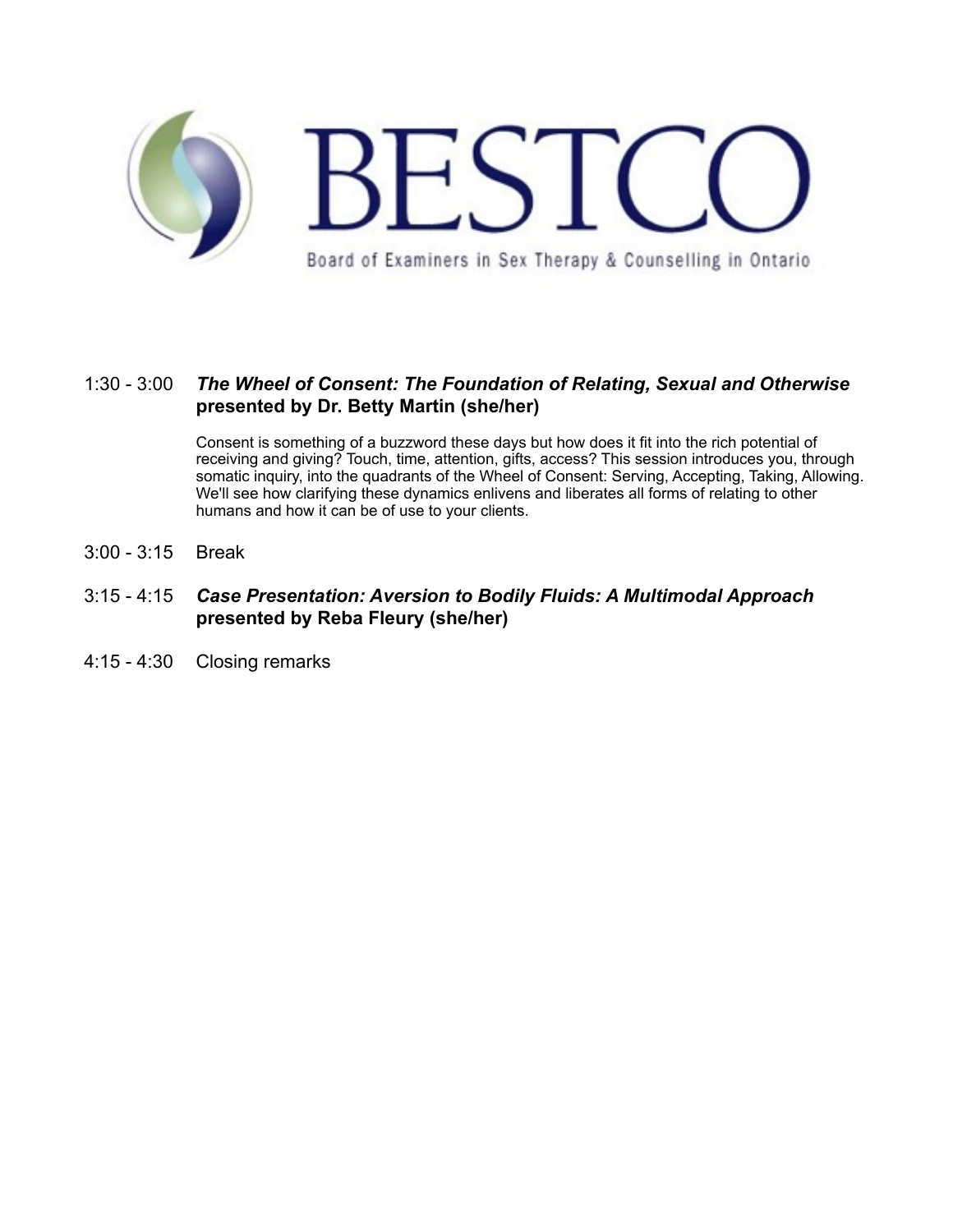# BESTCO

Board of Examiners in Sex Therapy & Counselling in Ontario

1:30 - 3:00 ***The Wheel of Consent: The Foundation of Relating, Sexual and Otherwise* presented by Dr. Betty Martin (she/her)**

Consent is something of a buzzword these days but how does it fit into the rich potential of receiving and giving? Touch, time, attention, gifts, access? This session introduces you, through somatic inquiry, into the quadrants of the Wheel of Consent: Serving, Accepting, Taking, Allowing. We'll see how clarifying these dynamics enlivens and liberates all forms of relating to other humans and how it can be of use to your clients.

3:00 - 3:15 Break

3:15 - 4:15 ***Case Presentation: Aversion to Bodily Fluids: A Multimodal Approach* presented by Reba Fleury (she/her)**

4:15 - 4:30 Closing remarks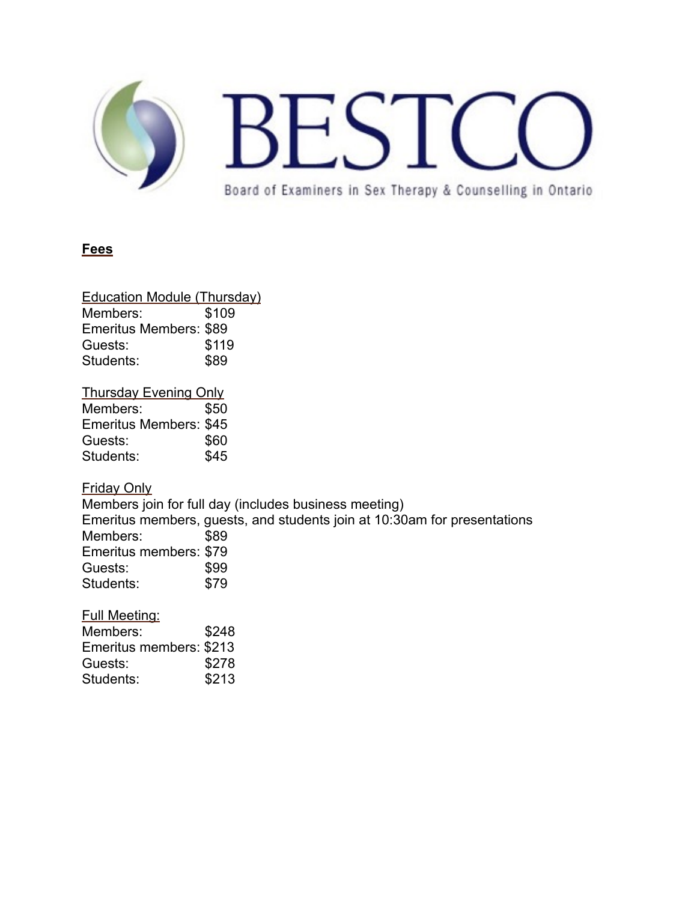# BESTCO

Board of Examiners in Sex Therapy & Counselling in Ontario

**Fees**

Education Module (Thursday)

| | |
|---|---|
| Members: | $109 |
| Emeritus Members: | $89 |
| Guests: | $119 |
| Students: | $89 |

Thursday Evening Only

| | |
|---|---|
| Members: | $50 |
| Emeritus Members: | $45 |
| Guests: | $60 |
| Students: | $45 |

Friday Only

Members join for full day (includes business meeting)

Emeritus members, guests, and students join at 10:30am for presentations

| | |
|---|---|
| Members: | $89 |
| Emeritus members: | $79 |
| Guests: | $99 |
| Students: | $79 |

Full Meeting:

| | |
|---|---|
| Members: | $248 |
| Emeritus members: | $213 |
| Guests: | $278 |
| Students: | $213 |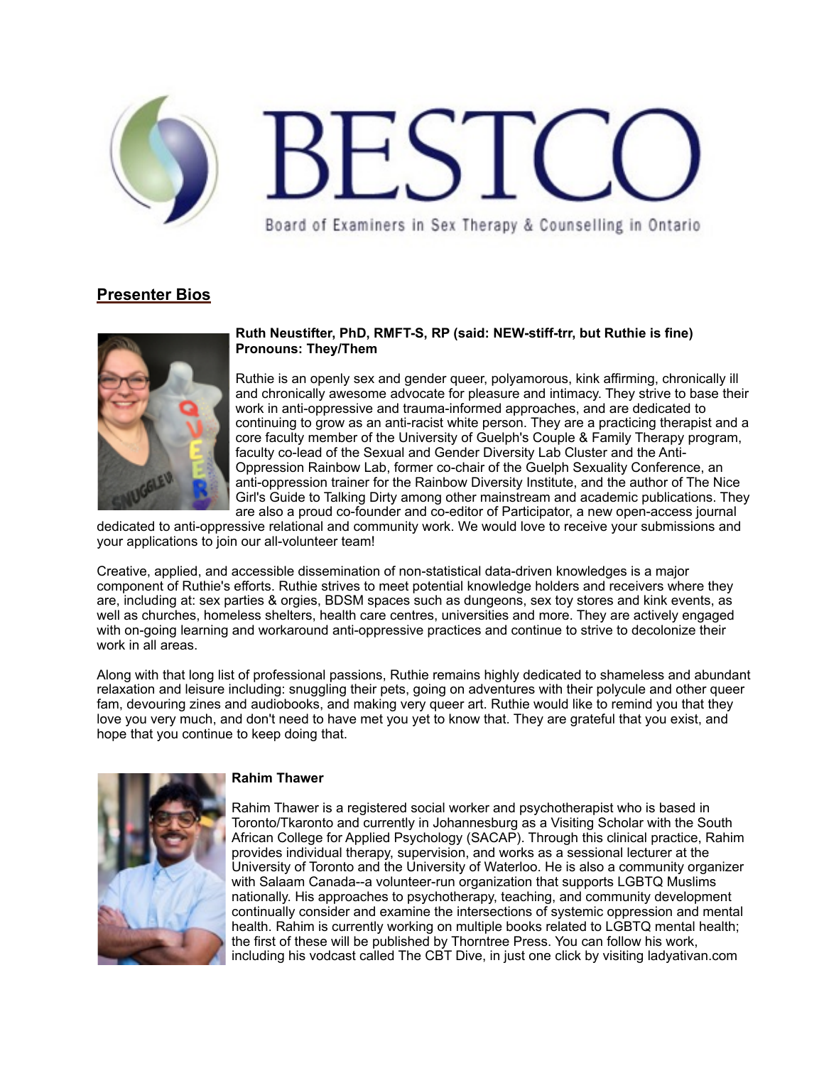# BESTCO

Board of Examiners in Sex Therapy & Counselling in Ontario

## Presenter Bios

**Ruth Neustifter, PhD, RMFT-S, RP (said: NEW-stiff-trr, but Ruthie is fine)**
**Pronouns: They/Them**

Ruthie is an openly sex and gender queer, polyamorous, kink affirming, chronically ill and chronically awesome advocate for pleasure and intimacy. They strive to base their work in anti-oppressive and trauma-informed approaches, and are dedicated to continuing to grow as an anti-racist white person. They are a practicing therapist and a core faculty member of the University of Guelph's Couple & Family Therapy program, faculty co-lead of the Sexual and Gender Diversity Lab Cluster and the Anti-Oppression Rainbow Lab, former co-chair of the Guelph Sexuality Conference, an anti-oppression trainer for the Rainbow Diversity Institute, and the author of The Nice Girl's Guide to Talking Dirty among other mainstream and academic publications. They are also a proud co-founder and co-editor of Participator, a new open-access journal dedicated to anti-oppressive relational and community work. We would love to receive your submissions and your applications to join our all-volunteer team!

Creative, applied, and accessible dissemination of non-statistical data-driven knowledges is a major component of Ruthie's efforts. Ruthie strives to meet potential knowledge holders and receivers where they are, including at: sex parties & orgies, BDSM spaces such as dungeons, sex toy stores and kink events, as well as churches, homeless shelters, health care centres, universities and more. They are actively engaged with on-going learning and workaround anti-oppressive practices and continue to strive to decolonize their work in all areas.

Along with that long list of professional passions, Ruthie remains highly dedicated to shameless and abundant relaxation and leisure including: snuggling their pets, going on adventures with their polycule and other queer fam, devouring zines and audiobooks, and making very queer art. Ruthie would like to remind you that they love you very much, and don't need to have met you yet to know that. They are grateful that you exist, and hope that you continue to keep doing that.

**Rahim Thawer**

Rahim Thawer is a registered social worker and psychotherapist who is based in Toronto/Tkaronto and currently in Johannesburg as a Visiting Scholar with the South African College for Applied Psychology (SACAP). Through this clinical practice, Rahim provides individual therapy, supervision, and works as a sessional lecturer at the University of Toronto and the University of Waterloo. He is also a community organizer with Salaam Canada--a volunteer-run organization that supports LGBTQ Muslims nationally. His approaches to psychotherapy, teaching, and community development continually consider and examine the intersections of systemic oppression and mental health. Rahim is currently working on multiple books related to LGBTQ mental health; the first of these will be published by Thorntree Press. You can follow his work, including his vodcast called The CBT Dive, in just one click by visiting ladyativan.com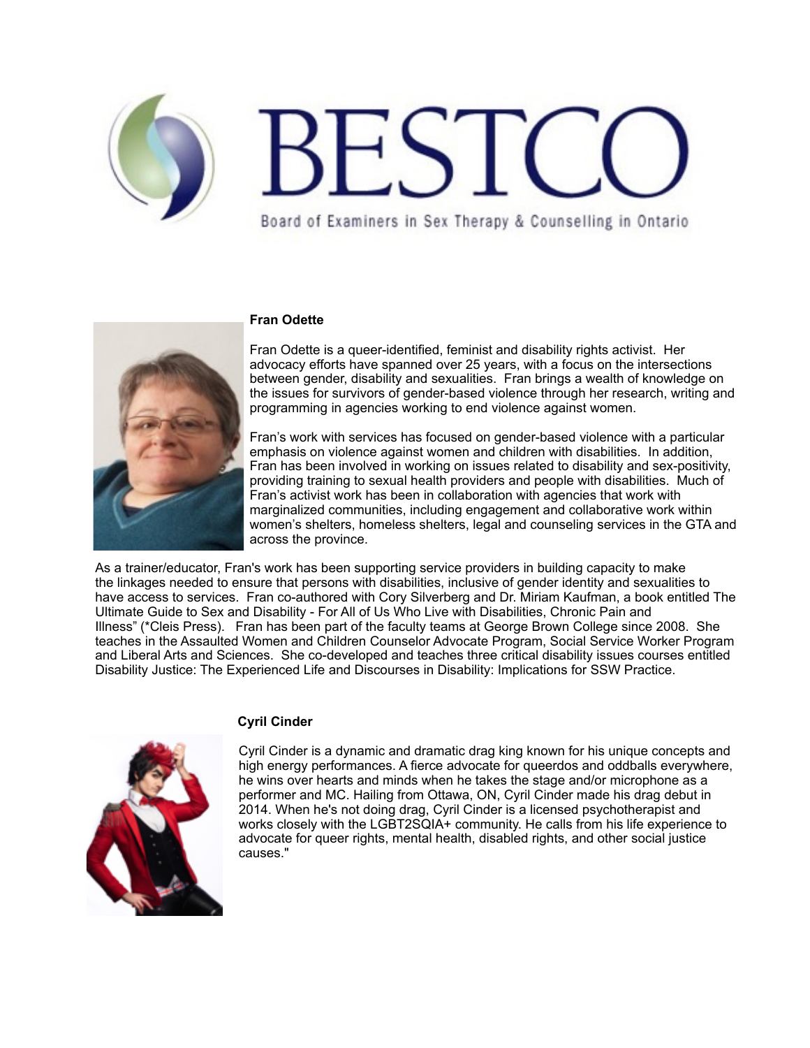# BESTCO

Board of Examiners in Sex Therapy & Counselling in Ontario

**Fran Odette**

Fran Odette is a queer-identified, feminist and disability rights activist. Her advocacy efforts have spanned over 25 years, with a focus on the intersections between gender, disability and sexualities. Fran brings a wealth of knowledge on the issues for survivors of gender-based violence through her research, writing and programming in agencies working to end violence against women.

Fran's work with services has focused on gender-based violence with a particular emphasis on violence against women and children with disabilities. In addition, Fran has been involved in working on issues related to disability and sex-positivity, providing training to sexual health providers and people with disabilities. Much of Fran's activist work has been in collaboration with agencies that work with marginalized communities, including engagement and collaborative work within women's shelters, homeless shelters, legal and counseling services in the GTA and across the province.

As a trainer/educator, Fran's work has been supporting service providers in building capacity to make the linkages needed to ensure that persons with disabilities, inclusive of gender identity and sexualities to have access to services. Fran co-authored with Cory Silverberg and Dr. Miriam Kaufman, a book entitled The Ultimate Guide to Sex and Disability - For All of Us Who Live with Disabilities, Chronic Pain and Illness" (*Cleis Press). Fran has been part of the faculty teams at George Brown College since 2008. She teaches in the Assaulted Women and Children Counselor Advocate Program, Social Service Worker Program and Liberal Arts and Sciences. She co-developed and teaches three critical disability issues courses entitled Disability Justice: The Experienced Life and Discourses in Disability: Implications for SSW Practice.

**Cyril Cinder**

Cyril Cinder is a dynamic and dramatic drag king known for his unique concepts and high energy performances. A fierce advocate for queerdos and oddballs everywhere, he wins over hearts and minds when he takes the stage and/or microphone as a performer and MC. Hailing from Ottawa, ON, Cyril Cinder made his drag debut in 2014. When he's not doing drag, Cyril Cinder is a licensed psychotherapist and works closely with the LGBT2SQIA+ community. He calls from his life experience to advocate for queer rights, mental health, disabled rights, and other social justice causes."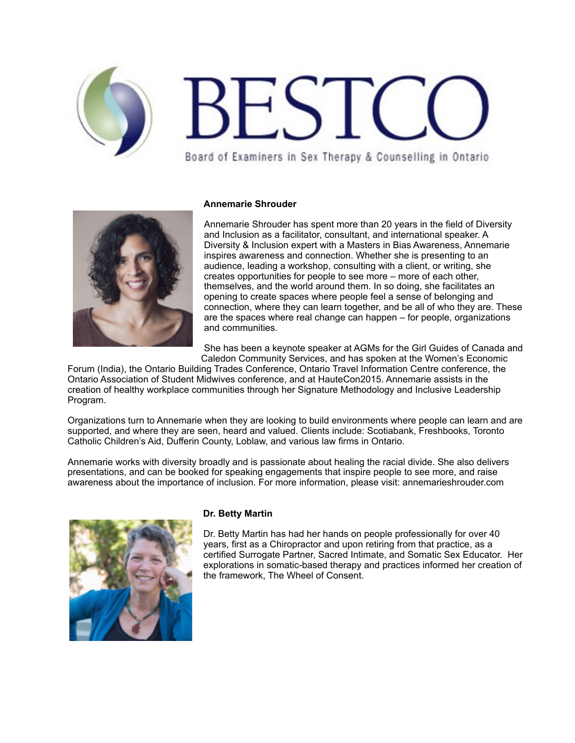# BESTCO

Board of Examiners in Sex Therapy & Counselling in Ontario

**Annemarie Shrouder**

Annemarie Shrouder has spent more than 20 years in the field of Diversity and Inclusion as a facilitator, consultant, and international speaker. A Diversity & Inclusion expert with a Masters in Bias Awareness, Annemarie inspires awareness and connection. Whether she is presenting to an audience, leading a workshop, consulting with a client, or writing, she creates opportunities for people to see more – more of each other, themselves, and the world around them. In so doing, she facilitates an opening to create spaces where people feel a sense of belonging and connection, where they can learn together, and be all of who they are. These are the spaces where real change can happen – for people, organizations and communities.

She has been a keynote speaker at AGMs for the Girl Guides of Canada and Caledon Community Services, and has spoken at the Women's Economic Forum (India), the Ontario Building Trades Conference, Ontario Travel Information Centre conference, the Ontario Association of Student Midwives conference, and at HauteCon2015. Annemarie assists in the creation of healthy workplace communities through her Signature Methodology and Inclusive Leadership Program.

Organizations turn to Annemarie when they are looking to build environments where people can learn and are supported, and where they are seen, heard and valued. Clients include: Scotiabank, Freshbooks, Toronto Catholic Children's Aid, Dufferin County, Loblaw, and various law firms in Ontario.

Annemarie works with diversity broadly and is passionate about healing the racial divide. She also delivers presentations, and can be booked for speaking engagements that inspire people to see more, and raise awareness about the importance of inclusion. For more information, please visit: annemarieshrouder.com

**Dr. Betty Martin**

Dr. Betty Martin has had her hands on people professionally for over 40 years, first as a Chiropractor and upon retiring from that practice, as a certified Surrogate Partner, Sacred Intimate, and Somatic Sex Educator. Her explorations in somatic-based therapy and practices informed her creation of the framework, The Wheel of Consent.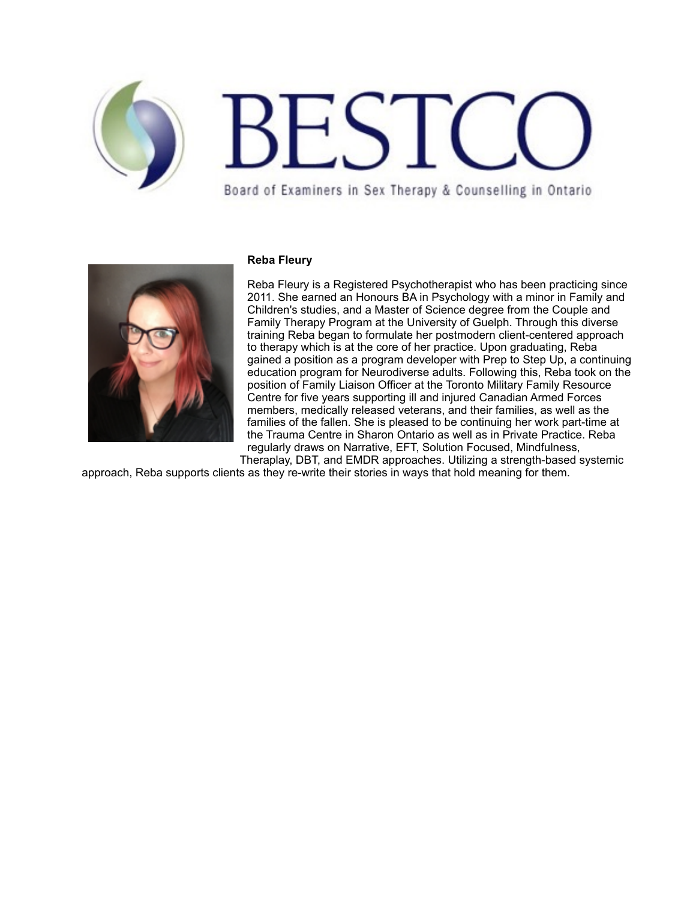BESTCO

Board of Examiners in Sex Therapy & Counselling in Ontario

**Reba Fleury**

Reba Fleury is a Registered Psychotherapist who has been practicing since 2011. She earned an Honours BA in Psychology with a minor in Family and Children's studies, and a Master of Science degree from the Couple and Family Therapy Program at the University of Guelph. Through this diverse training Reba began to formulate her postmodern client-centered approach to therapy which is at the core of her practice. Upon graduating, Reba gained a position as a program developer with Prep to Step Up, a continuing education program for Neurodiverse adults. Following this, Reba took on the position of Family Liaison Officer at the Toronto Military Family Resource Centre for five years supporting ill and injured Canadian Armed Forces members, medically released veterans, and their families, as well as the families of the fallen. She is pleased to be continuing her work part-time at the Trauma Centre in Sharon Ontario as well as in Private Practice. Reba regularly draws on Narrative, EFT, Solution Focused, Mindfulness, Theraplay, DBT, and EMDR approaches. Utilizing a strength-based systemic approach, Reba supports clients as they re-write their stories in ways that hold meaning for them.